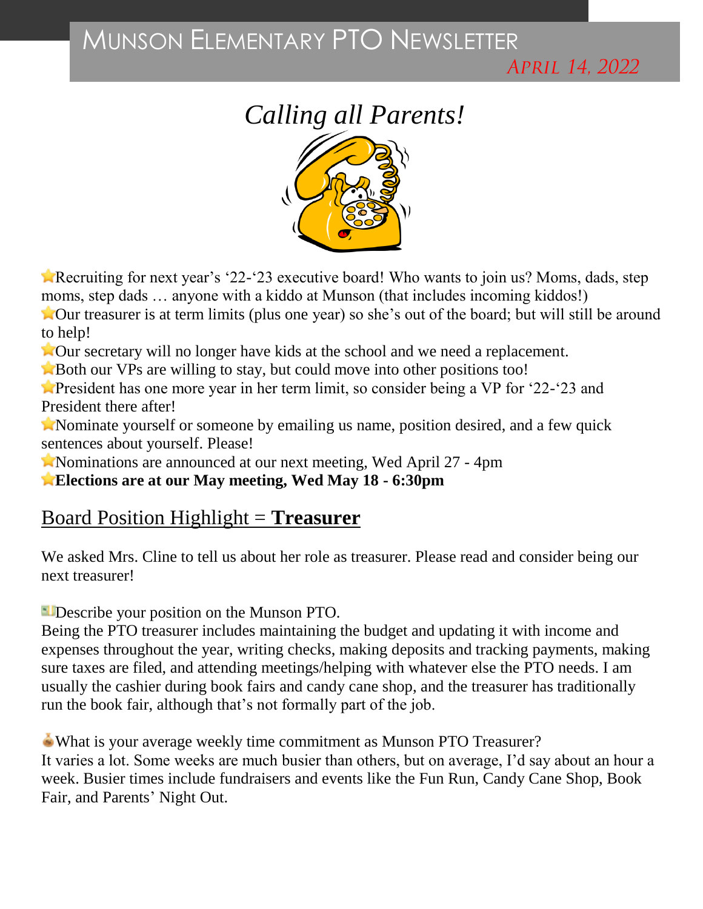# MUNSON ELEMENTARY PTO NEWSLETTER

*APRIL 14, 2022*

## *Calling all Parents!*

⭐Recruiting for next year's '22-'23 executive board! Who wants to join us? Moms, dads, step moms, step dads … anyone with a kiddo at Munson (that includes incoming kiddos!)
⭐Our treasurer is at term limits (plus one year) so she's out of the board; but will still be around to help!
⭐Our secretary will no longer have kids at the school and we need a replacement.
⭐Both our VPs are willing to stay, but could move into other positions too!
⭐President has one more year in her term limit, so consider being a VP for '22-'23 and President there after!
⭐Nominate yourself or someone by emailing us name, position desired, and a few quick sentences about yourself. Please!
⭐Nominations are announced at our next meeting, Wed April 27 - 4pm
⭐**Elections are at our May meeting, Wed May 18 - 6:30pm**

## Board Position Highlight = **Treasurer**

We asked Mrs. Cline to tell us about her role as treasurer. Please read and consider being our next treasurer!

Describe your position on the Munson PTO.
Being the PTO treasurer includes maintaining the budget and updating it with income and expenses throughout the year, writing checks, making deposits and tracking payments, making sure taxes are filed, and attending meetings/helping with whatever else the PTO needs. I am usually the cashier during book fairs and candy cane shop, and the treasurer has traditionally run the book fair, although that's not formally part of the job.

What is your average weekly time commitment as Munson PTO Treasurer?
It varies a lot. Some weeks are much busier than others, but on average, I'd say about an hour a week. Busier times include fundraisers and events like the Fun Run, Candy Cane Shop, Book Fair, and Parents' Night Out.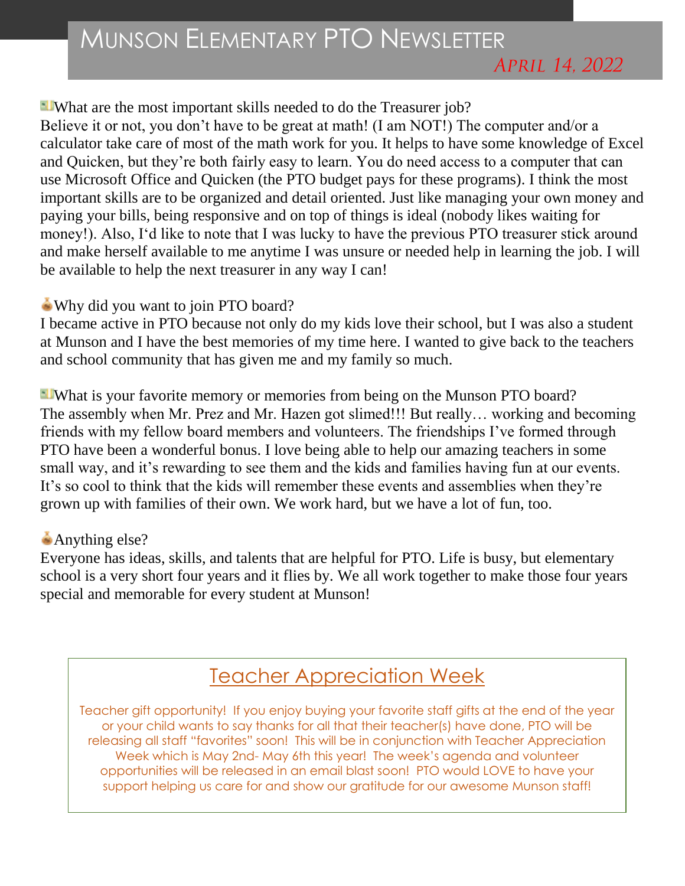# Munson Elementary PTO Newsletter

*April 14, 2022*

What are the most important skills needed to do the Treasurer job?

Believe it or not, you don't have to be great at math! (I am NOT!) The computer and/or a calculator take care of most of the math work for you. It helps to have some knowledge of Excel and Quicken, but they're both fairly easy to learn. You do need access to a computer that can use Microsoft Office and Quicken (the PTO budget pays for these programs). I think the most important skills are to be organized and detail oriented. Just like managing your own money and paying your bills, being responsive and on top of things is ideal (nobody likes waiting for money!). Also, I'd like to note that I was lucky to have the previous PTO treasurer stick around and make herself available to me anytime I was unsure or needed help in learning the job. I will be available to help the next treasurer in any way I can!

Why did you want to join PTO board?

I became active in PTO because not only do my kids love their school, but I was also a student at Munson and I have the best memories of my time here. I wanted to give back to the teachers and school community that has given me and my family so much.

What is your favorite memory or memories from being on the Munson PTO board?

The assembly when Mr. Prez and Mr. Hazen got slimed!!! But really… working and becoming friends with my fellow board members and volunteers. The friendships I've formed through PTO have been a wonderful bonus. I love being able to help our amazing teachers in some small way, and it's rewarding to see them and the kids and families having fun at our events. It's so cool to think that the kids will remember these events and assemblies when they're grown up with families of their own. We work hard, but we have a lot of fun, too.

Anything else?

Everyone has ideas, skills, and talents that are helpful for PTO. Life is busy, but elementary school is a very short four years and it flies by. We all work together to make those four years special and memorable for every student at Munson!

## Teacher Appreciation Week

Teacher gift opportunity! If you enjoy buying your favorite staff gifts at the end of the year or your child wants to say thanks for all that their teacher(s) have done, PTO will be releasing all staff "favorites" soon! This will be in conjunction with Teacher Appreciation Week which is May 2nd- May 6th this year! The week's agenda and volunteer opportunities will be released in an email blast soon! PTO would LOVE to have your support helping us care for and show our gratitude for our awesome Munson staff!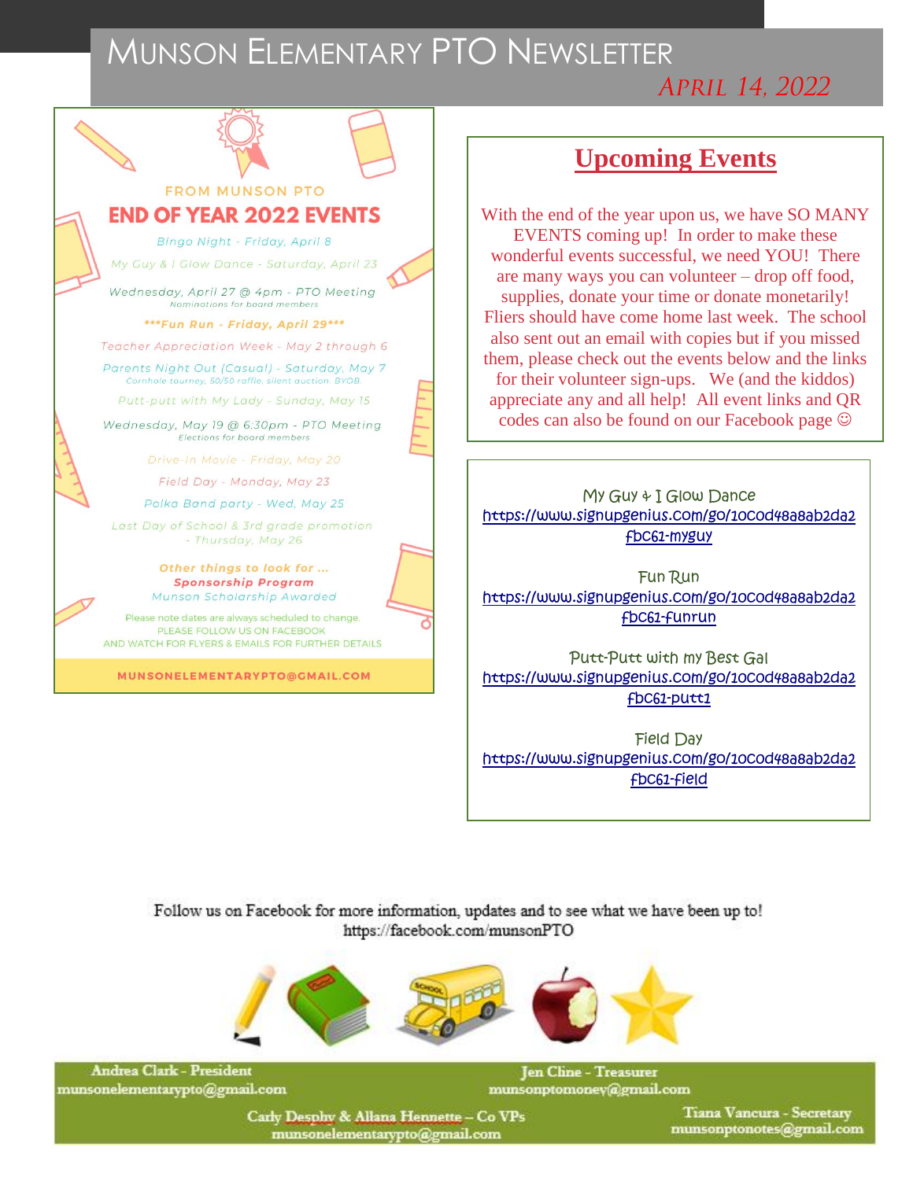# MUNSON ELEMENTARY PTO NEWSLETTER

*APRIL 14, 2022*

FROM MUNSON PTO

## END OF YEAR 2022 EVENTS

Bingo Night - Friday, April 8

My Guy & I Glow Dance - Saturday, April 23

Wednesday, April 27 @ 4pm - PTO Meeting
Nominations for board members

***Fun Run - Friday, April 29***

Teacher Appreciation Week - May 2 through 6

Parents Night Out (Casual) - Saturday, May 7
Cornhole tourney, 50/50 raffle, silent auction. BYOB.

Putt-putt with My Lady - Sunday, May 15

Wednesday, May 19 @ 6:30pm - PTO Meeting
Elections for board members

Drive-In Movie - Friday, May 20

Field Day - Monday, May 23

Polka Band party - Wed, May 25

Last Day of School & 3rd grade promotion - Thursday, May 26

*Other things to look for ...*
***Sponsorship Program***
*Munson Scholarship Awarded*

Please note dates are always scheduled to change.
PLEASE FOLLOW US ON FACEBOOK
AND WATCH FOR FLYERS & EMAILS FOR FURTHER DETAILS

MUNSONELEMENTARYPTO@GMAIL.COM

## Upcoming Events

With the end of the year upon us, we have SO MANY EVENTS coming up! In order to make these wonderful events successful, we need YOU! There are many ways you can volunteer – drop off food, supplies, donate your time or donate monetarily! Fliers should have come home last week. The school also sent out an email with copies but if you missed them, please check out the events below and the links for their volunteer sign-ups. We (and the kiddos) appreciate any and all help! All event links and QR codes can also be found on our Facebook page ☺

My Guy & I Glow Dance
https://www.signupgenius.com/go/10c0d48a8ab2da2fbc61-myguy

Fun Run
https://www.signupgenius.com/go/10c0d48a8ab2da2fbc61-funrun

Putt-Putt with my Best Gal
https://www.signupgenius.com/go/10c0d48a8ab2da2fbc61-putt1

Field Day
https://www.signupgenius.com/go/10c0d48a8ab2da2fbc61-field

Follow us on Facebook for more information, updates and to see what we have been up to!
https://facebook.com/munsonPTO

Andrea Clark - President
munsonelementarypto@gmail.com

Jen Cline - Treasurer
munsonptomoney@gmail.com

Carly Desphy & Allana Hennette – Co VPs
munsonelementarypto@gmail.com

Tiana Vancura - Secretary
munsonptonotes@gmail.com